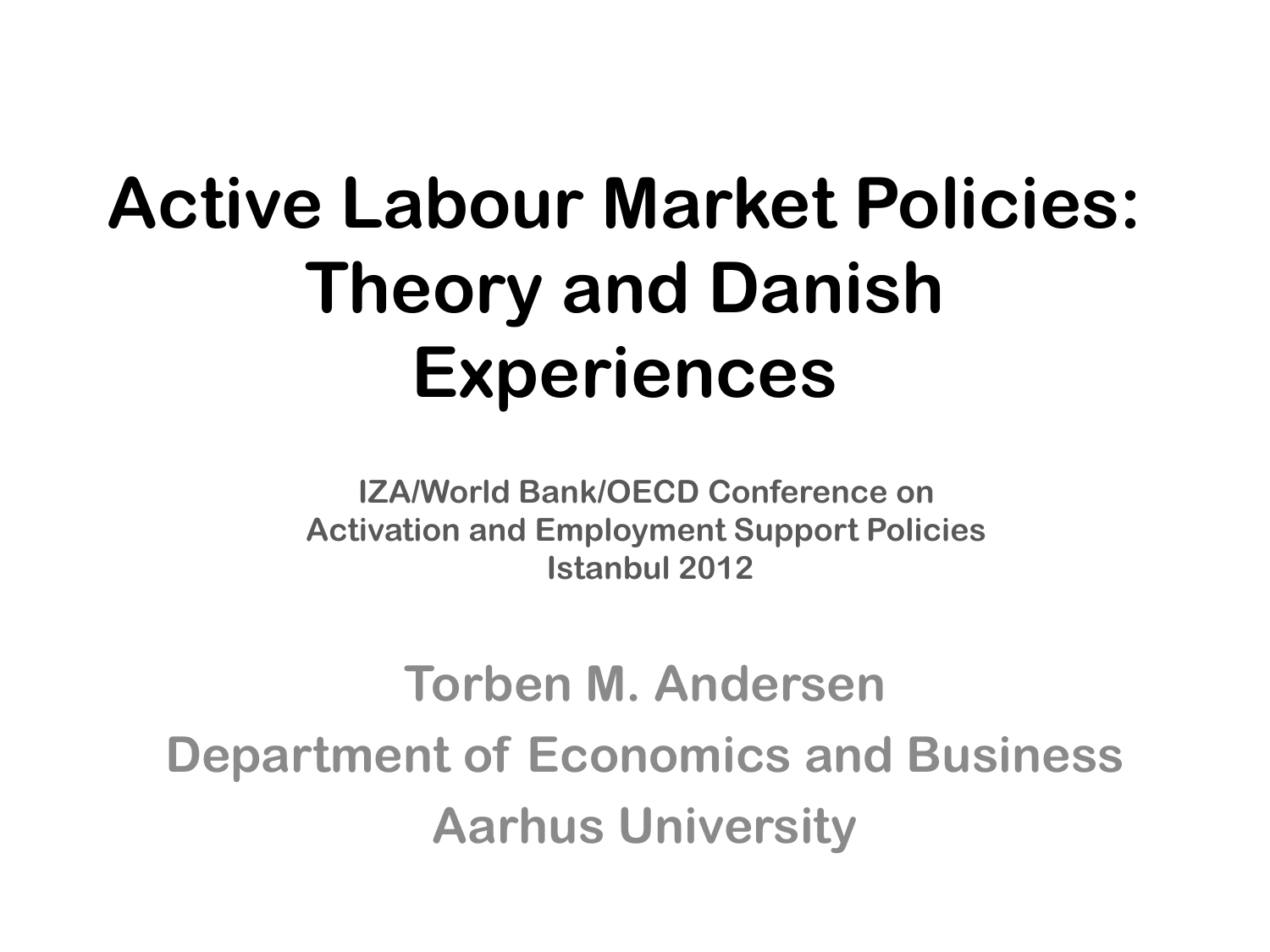# Active Labour Market Policies: Theory and Danish Experiences

**IZA/World Bank/OECD Conference on Activation and Employment Support Policies**
**Istanbul 2012**

**Torben M. Andersen**
**Department of Economics and Business**
**Aarhus University**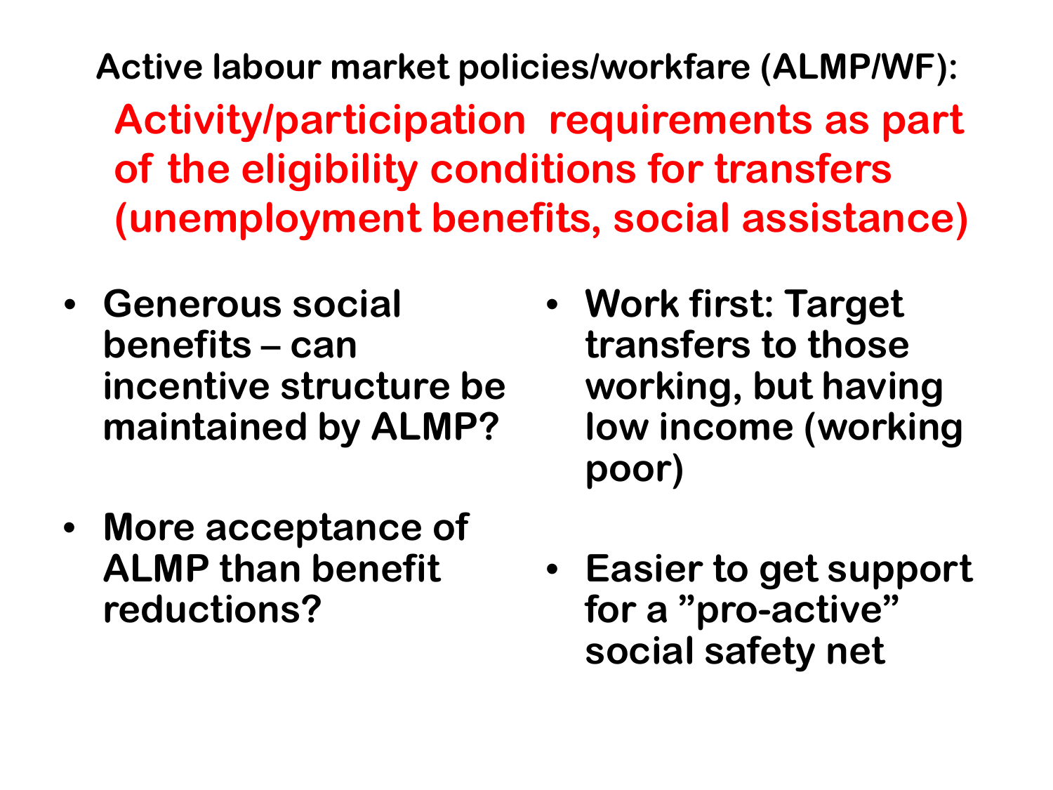## Active labour market policies/workfare (ALMP/WF):

**Activity/participation requirements as part of the eligibility conditions for transfers (unemployment benefits, social assistance)**

- **Generous social benefits – can incentive structure be maintained by ALMP?**
- **More acceptance of ALMP than benefit reductions?**

- **Work first: Target transfers to those working, but having low income (working poor)**
- **Easier to get support for a ”pro-active” social safety net**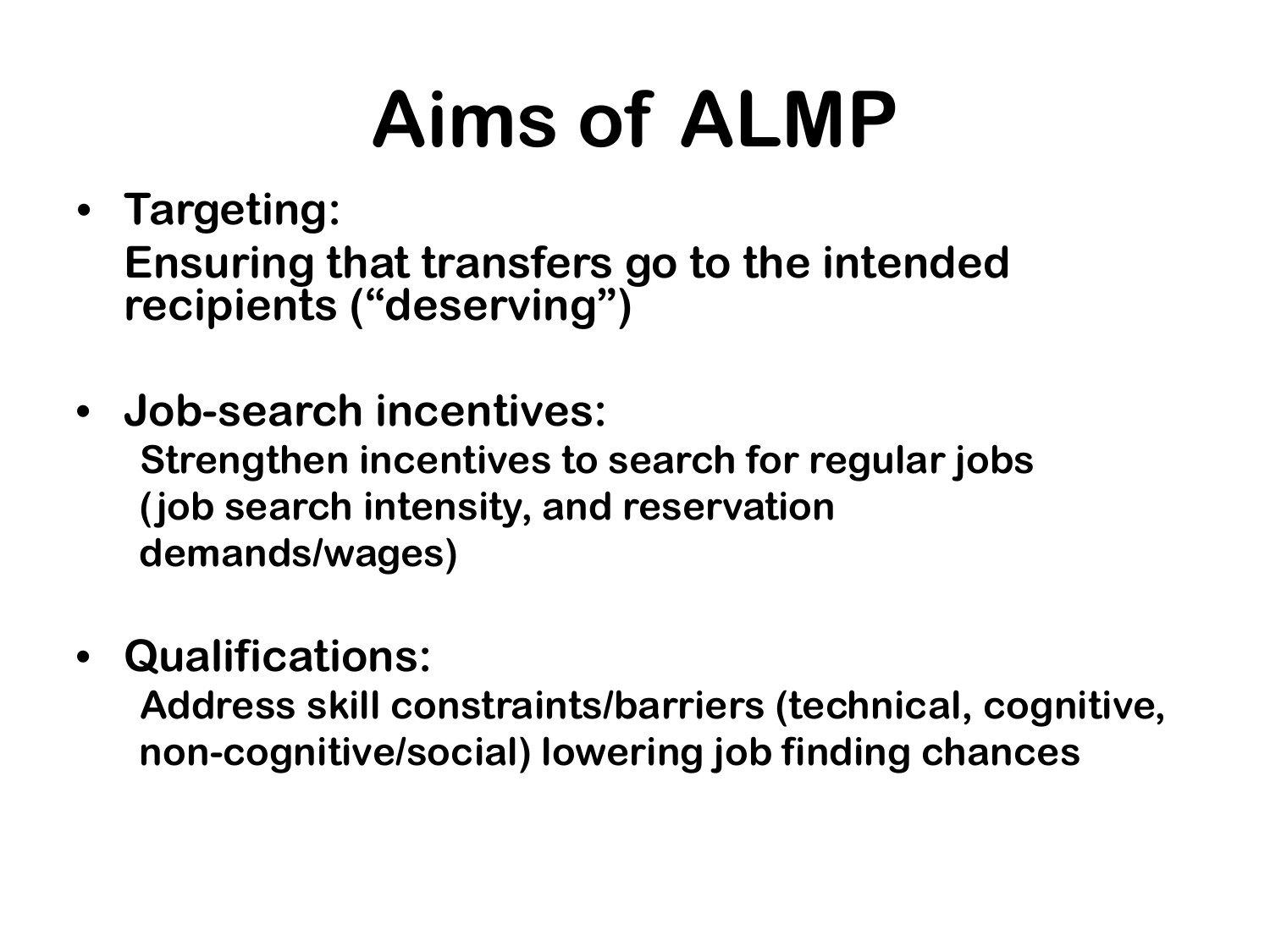# Aims of ALMP

- **Targeting:**
  **Ensuring that transfers go to the intended recipients ("deserving")**

- **Job-search incentives:**
  **Strengthen incentives to search for regular jobs (job search intensity, and reservation demands/wages)**

- **Qualifications:**
  **Address skill constraints/barriers (technical, cognitive, non-cognitive/social) lowering job finding chances**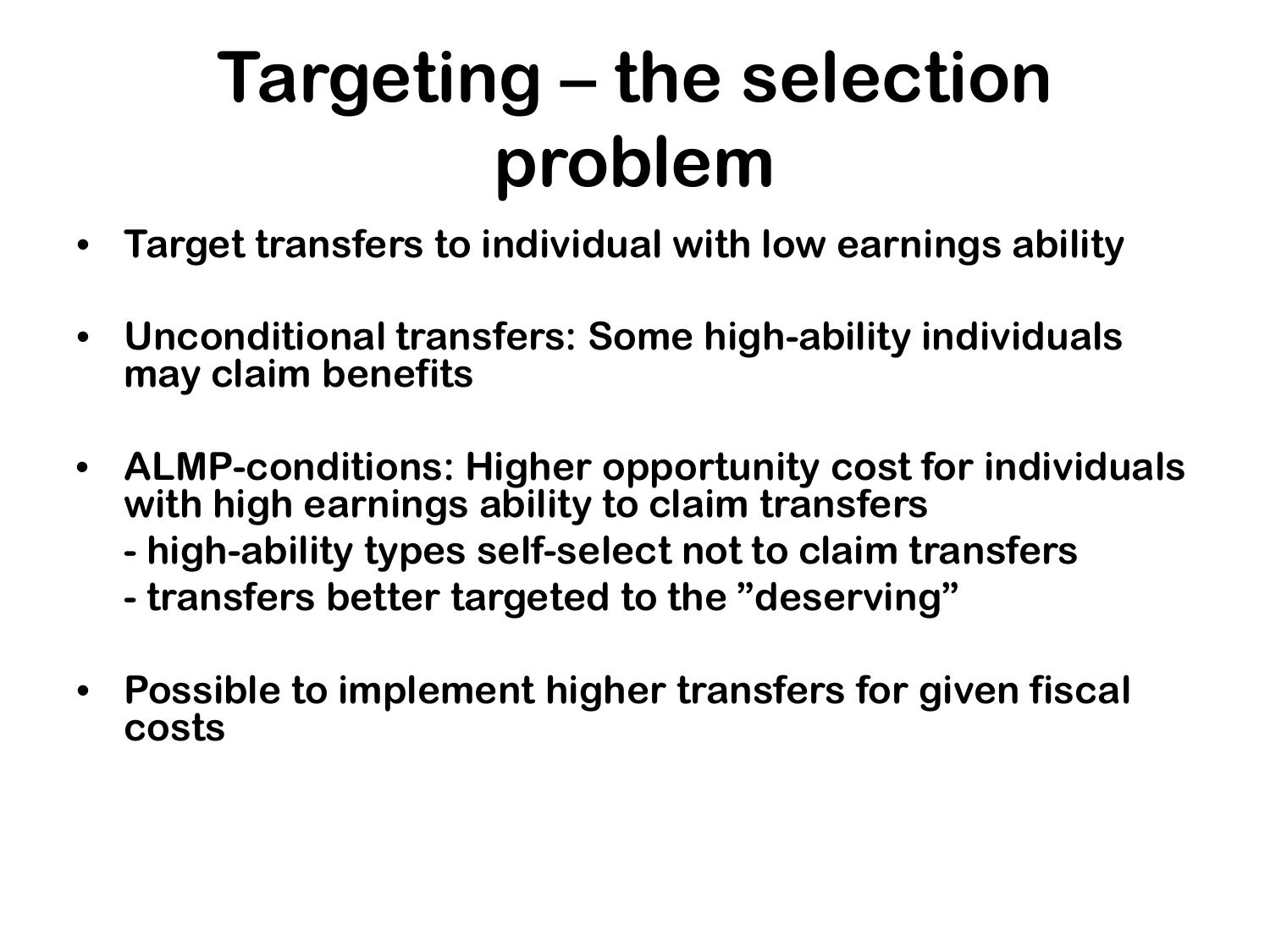# Targeting – the selection problem

- Target transfers to individual with low earnings ability
- Unconditional transfers: Some high-ability individuals may claim benefits
- ALMP-conditions: Higher opportunity cost for individuals with high earnings ability to claim transfers
  - high-ability types self-select not to claim transfers
  - transfers better targeted to the ”deserving”
- Possible to implement higher transfers for given fiscal costs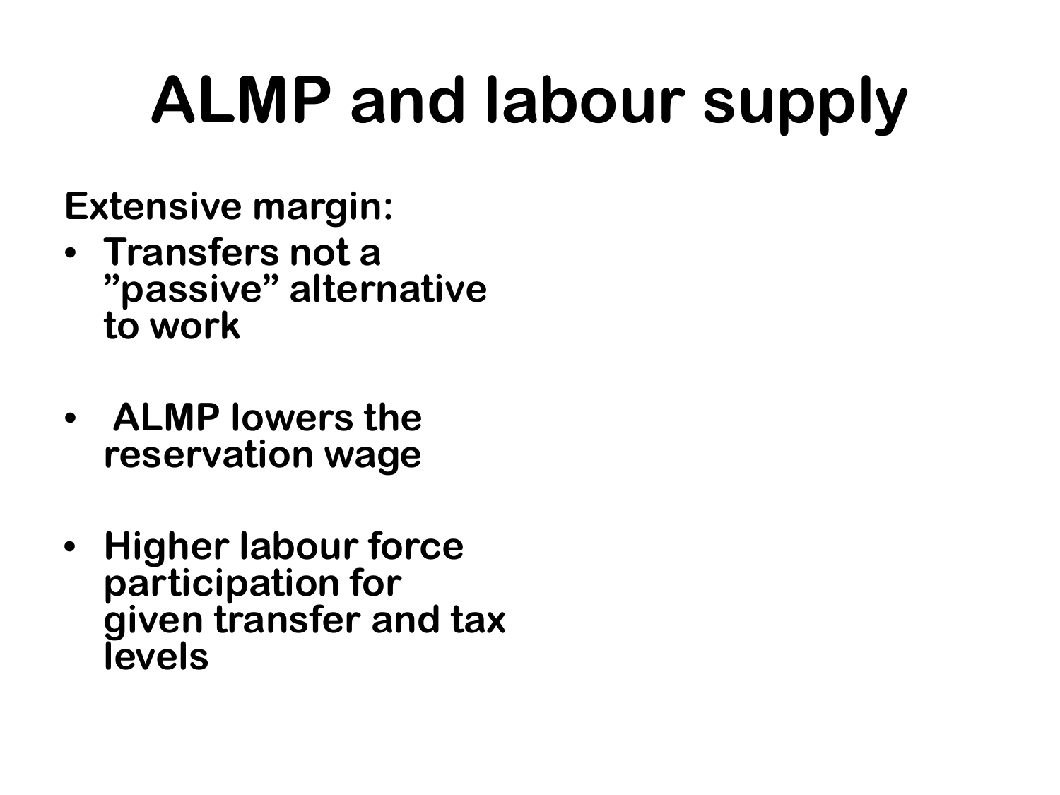# ALMP and labour supply

**Extensive margin:**

- **Transfers not a ”passive” alternative to work**
- **ALMP lowers the reservation wage**
- **Higher labour force participation for given transfer and tax levels**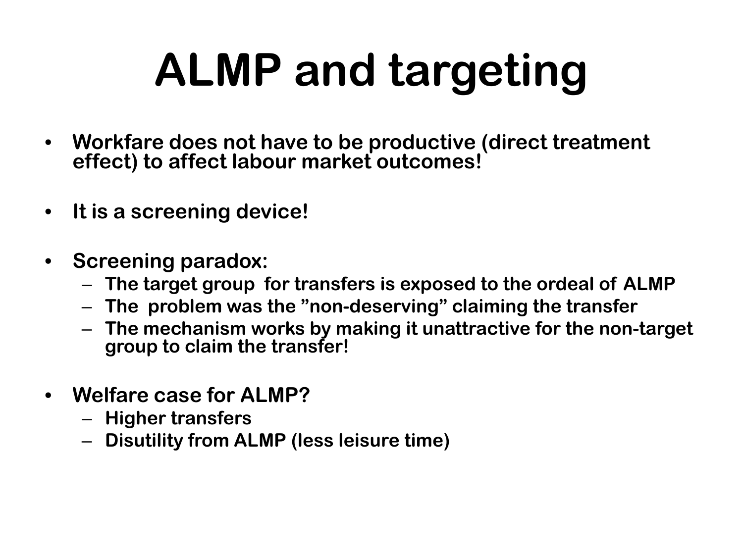# ALMP and targeting

- **Workfare does not have to be productive (direct treatment effect) to affect labour market outcomes!**
- **It is a screening device!**
- **Screening paradox:**
  - **The target group for transfers is exposed to the ordeal of ALMP**
  - **The problem was the ”non-deserving” claiming the transfer**
  - **The mechanism works by making it unattractive for the non-target group to claim the transfer!**
- **Welfare case for ALMP?**
  - **Higher transfers**
  - **Disutility from ALMP (less leisure time)**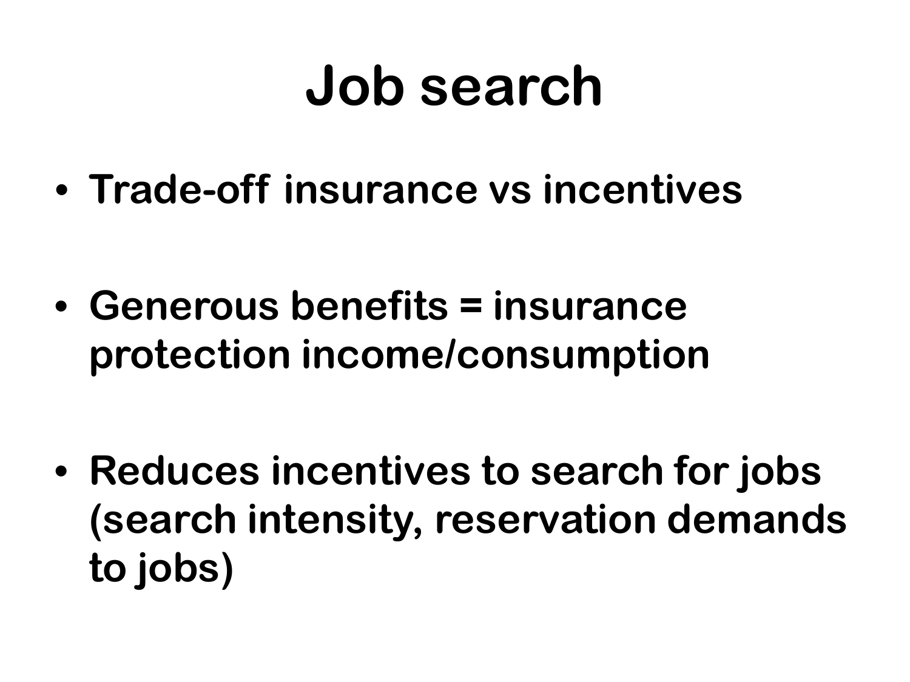# Job search

- Trade-off insurance vs incentives

- Generous benefits = insurance protection income/consumption

- Reduces incentives to search for jobs (search intensity, reservation demands to jobs)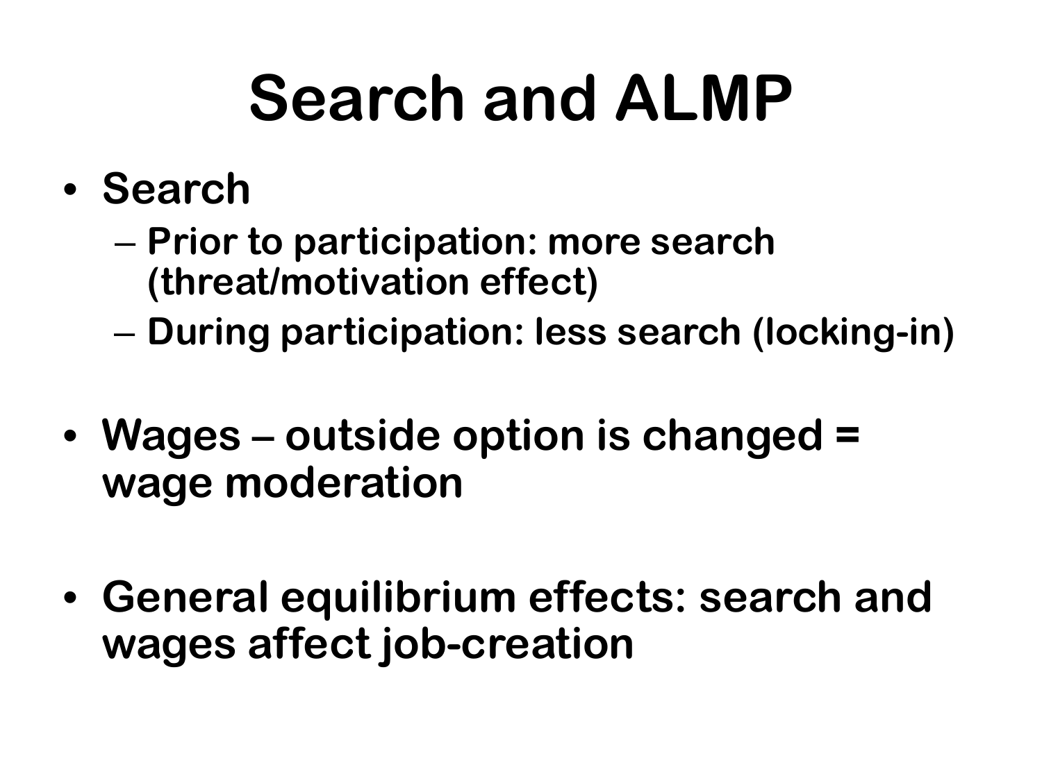# Search and ALMP

- **Search**
  - **Prior to participation: more search (threat/motivation effect)**
  - **During participation: less search (locking-in)**

- **Wages – outside option is changed = wage moderation**

- **General equilibrium effects: search and wages affect job-creation**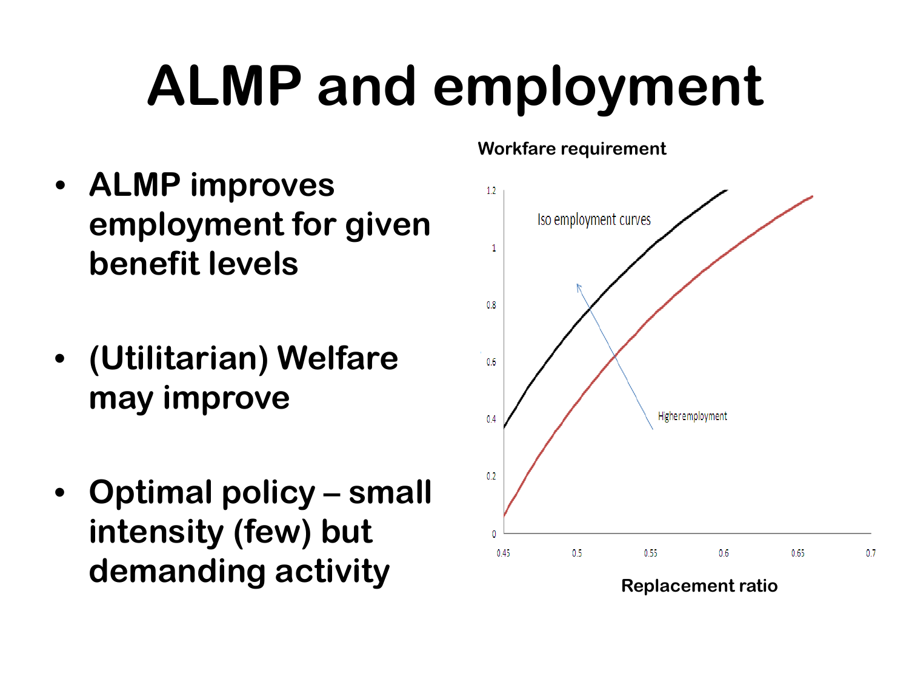# ALMP and employment

- **ALMP improves employment for given benefit levels**
- **(Utilitarian) Welfare may improve**
- **Optimal policy – small intensity (few) but demanding activity**

**Workfare requirement**

Iso employment curves

Higheremployment

**Replacement ratio**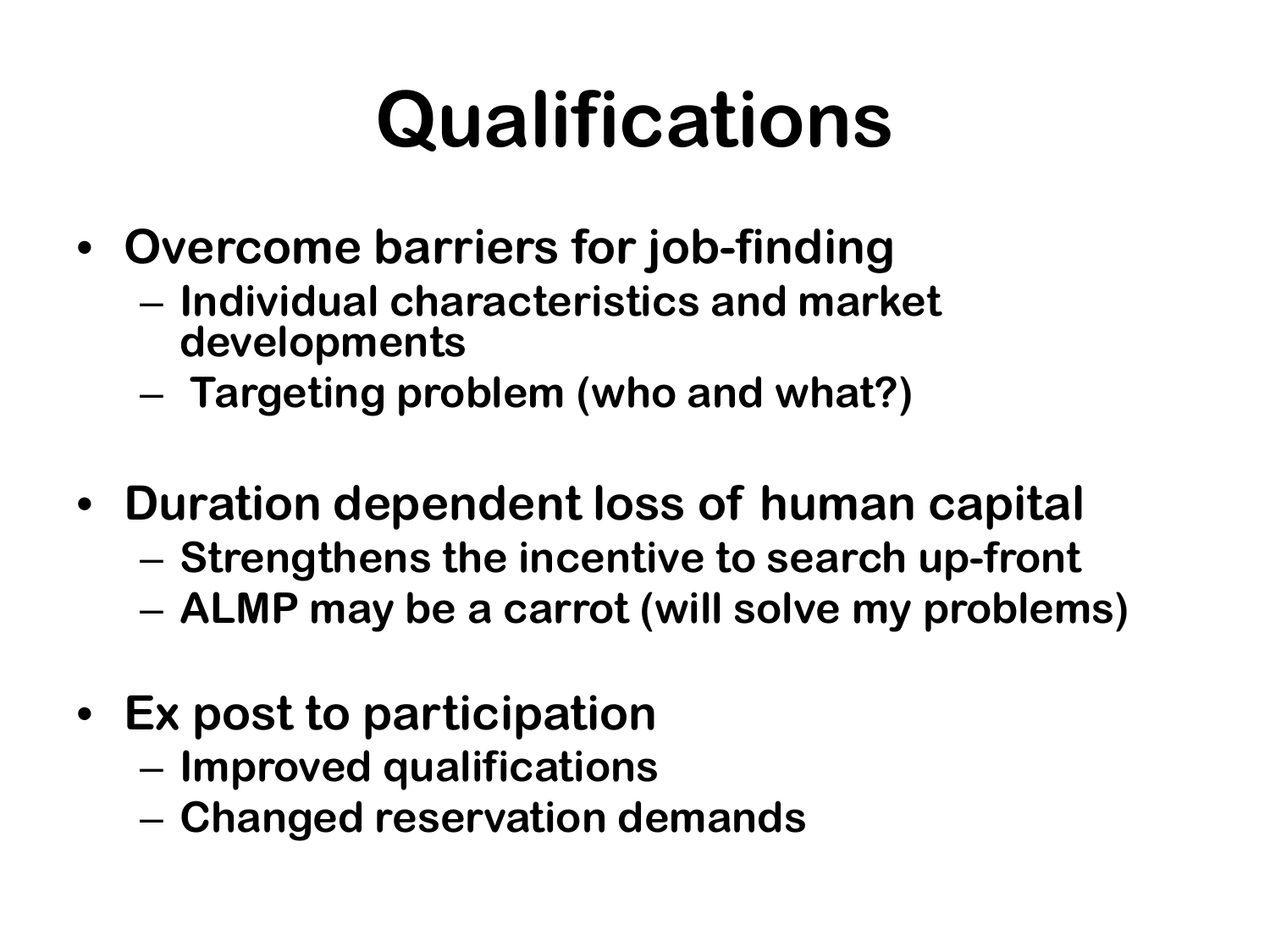# Qualifications

- Overcome barriers for job-finding
  - Individual characteristics and market developments
  - Targeting problem (who and what?)
- Duration dependent loss of human capital
  - Strengthens the incentive to search up-front
  - ALMP may be a carrot (will solve my problems)
- Ex post to participation
  - Improved qualifications
  - Changed reservation demands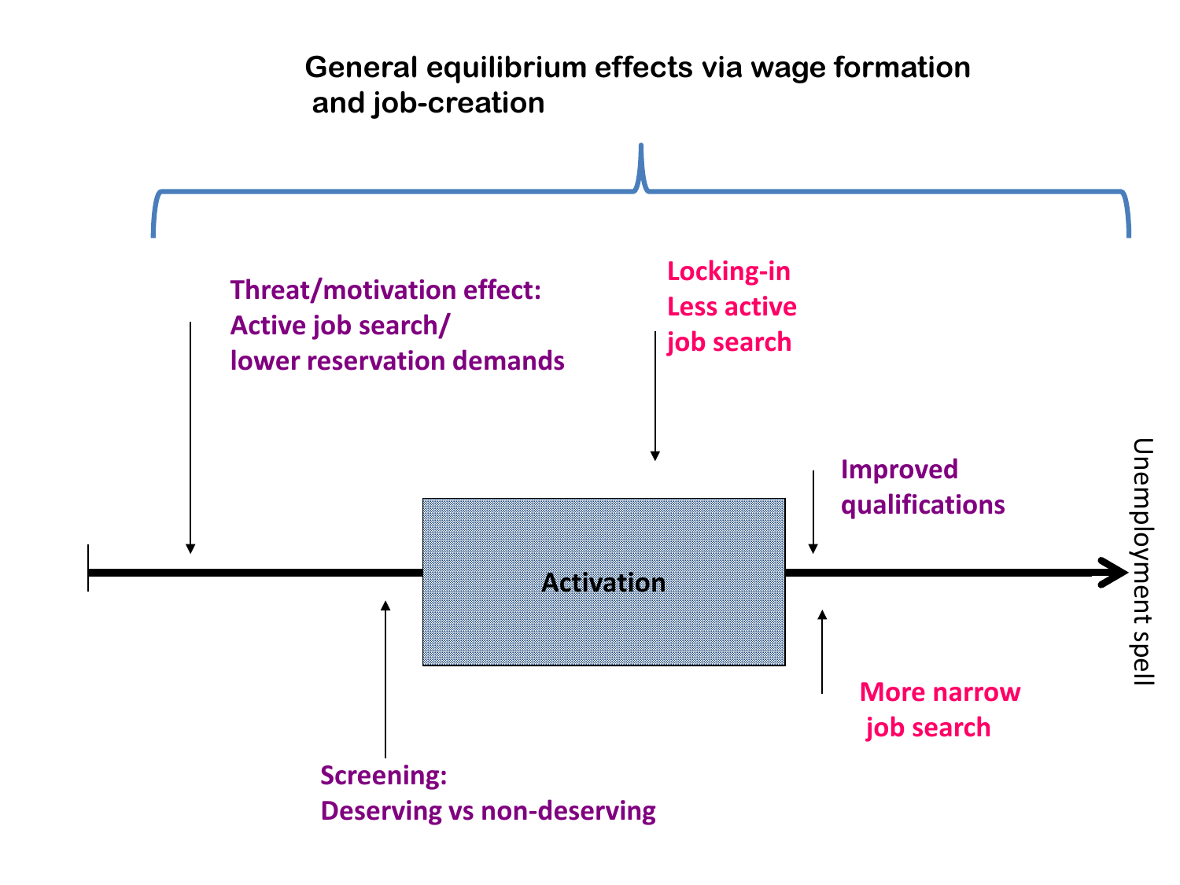General equilibrium effects via wage formation and job-creation

Threat/motivation effect:
Active job search/
lower reservation demands

Locking-in
Less active
job search

Improved
qualifications

Activation

Unemployment spell

Screening:
Deserving vs non-deserving

More narrow
job search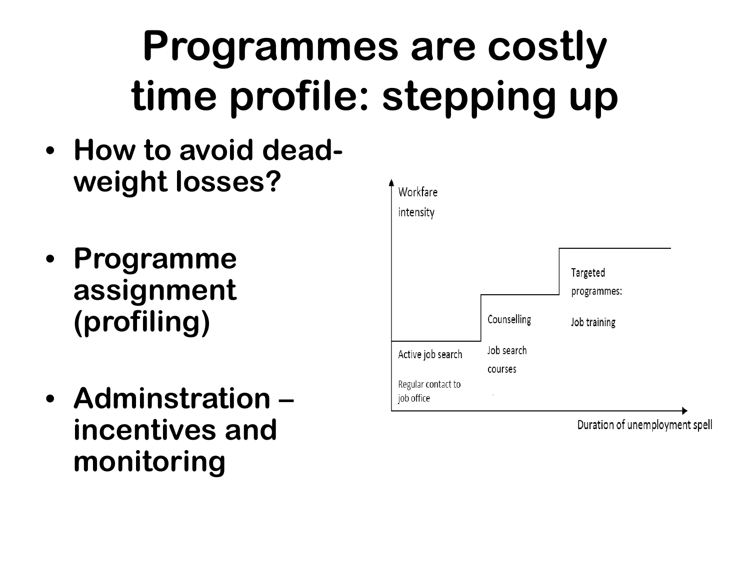# Programmes are costly time profile: stepping up

- **How to avoid dead-weight losses?**
- **Programme assignment (profiling)**
- **Adminstration – incentives and monitoring**

Workfare intensity

Active job search

Regular contact to job office

Counselling

Job search courses

Targeted programmes:

Job training

Duration of unemployment spell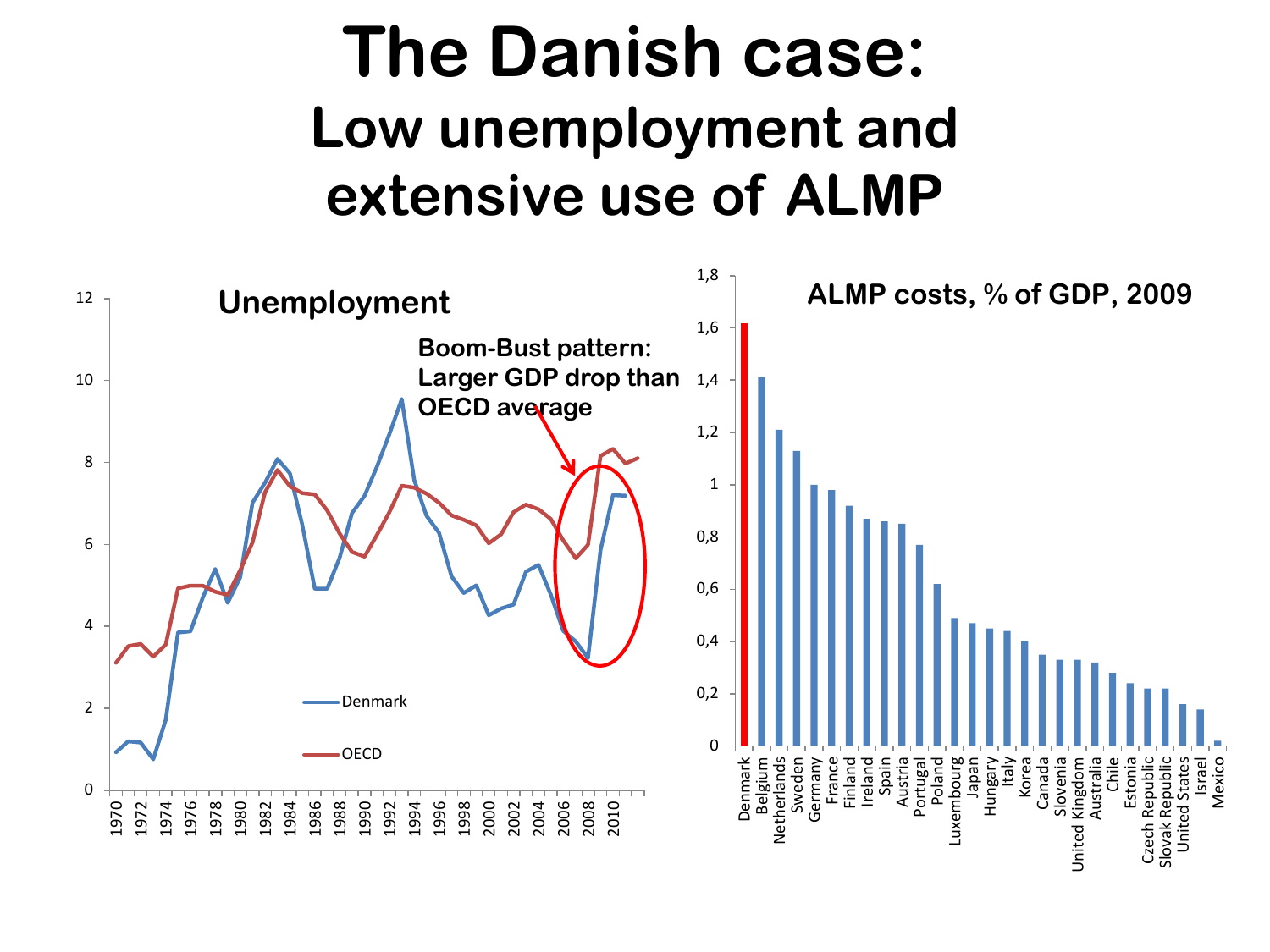# The Danish case:

## Low unemployment and extensive use of ALMP

**Unemployment**

**Boom-Bust pattern: Larger GDP drop than OECD average**

Denmark

OECD

**ALMP costs, % of GDP, 2009**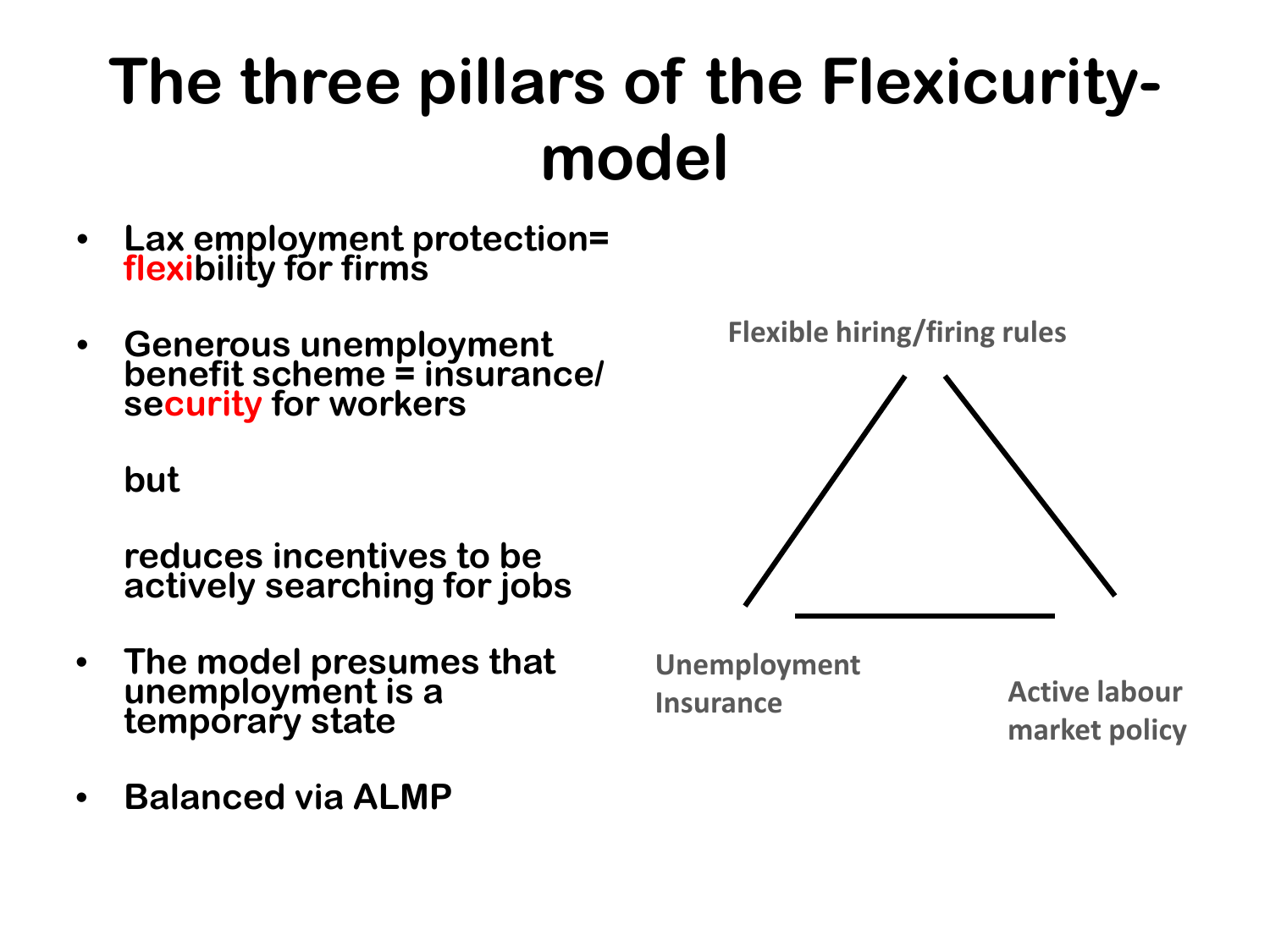# The three pillars of the Flexicurity-model

- Lax employment protection= flexibility for firms
- Generous unemployment benefit scheme = insurance/ security for workers

  but

  reduces incentives to be actively searching for jobs
- The model presumes that unemployment is a temporary state
- Balanced via ALMP

Flexible hiring/firing rules

Unemployment Insurance

Active labour market policy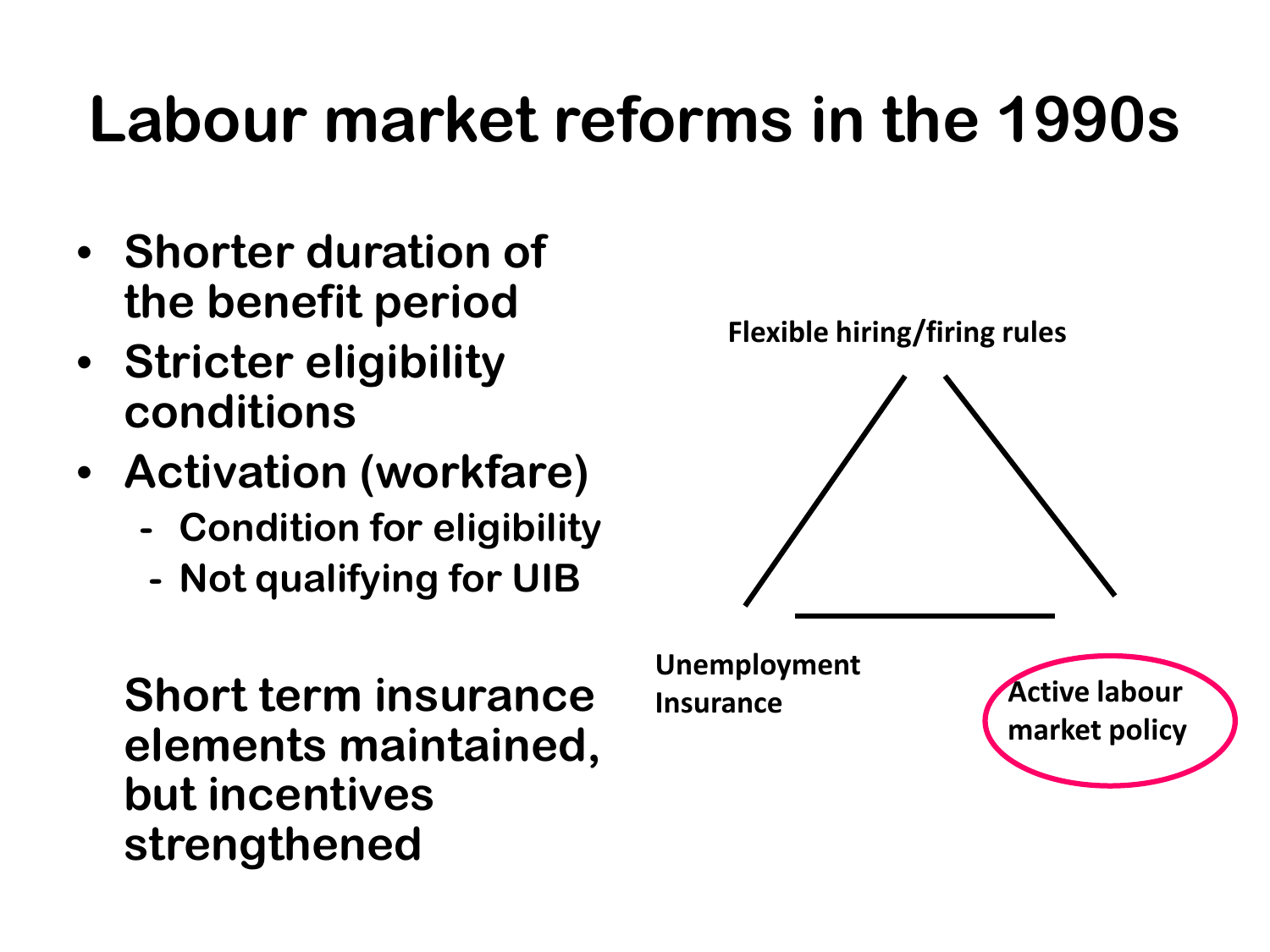# Labour market reforms in the 1990s

- Shorter duration of the benefit period
- Stricter eligibility conditions
- Activation (workfare)
  - Condition for eligibility
  - Not qualifying for UIB

Short term insurance elements maintained, but incentives strengthened

Flexible hiring/firing rules

Unemployment Insurance

Active labour market policy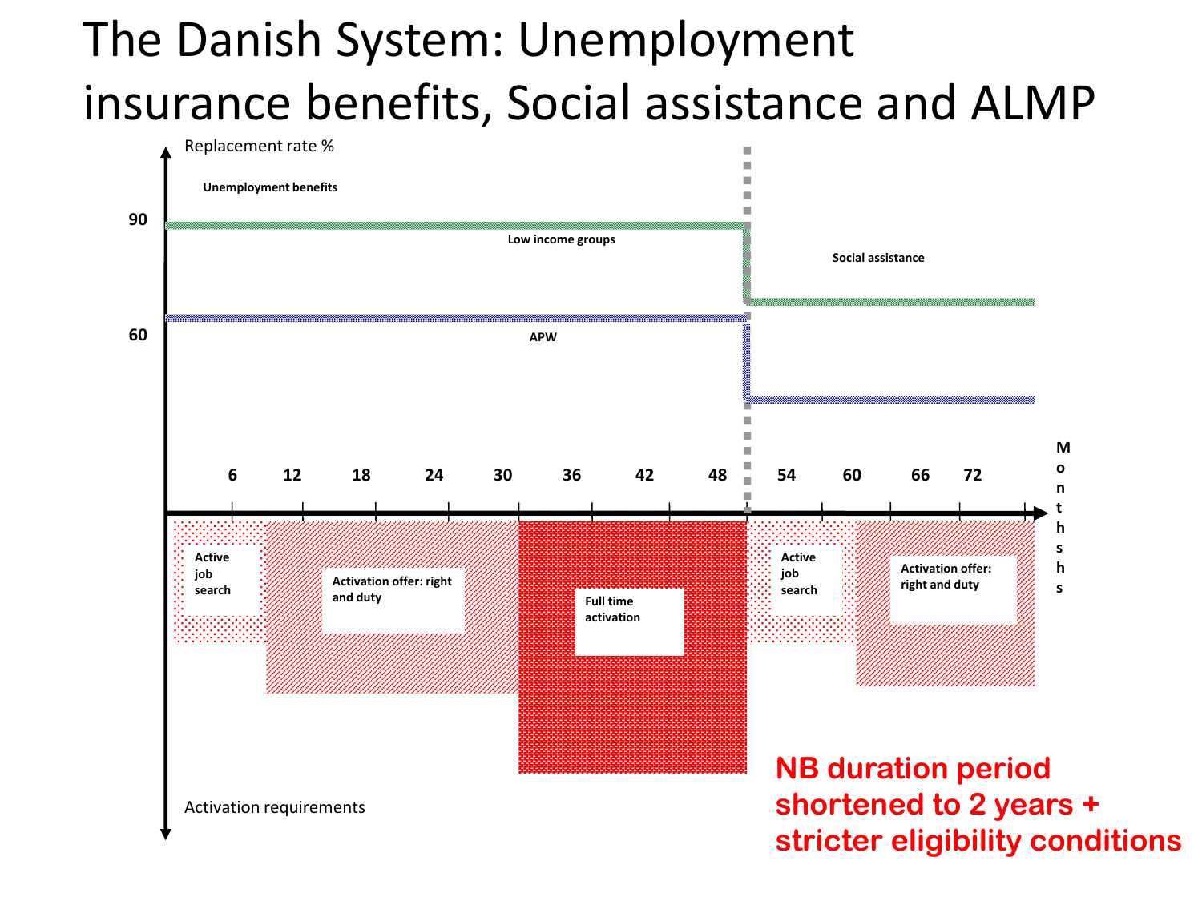# The Danish System: Unemployment insurance benefits, Social assistance and ALMP

Replacement rate %

Unemployment benefits

90

Low income groups

Social assistance

60

APW

6 12 18 24 30 36 42 48 54 60 66 72

Months

Active job search

Activation offer: right and duty

Full time activation

Active job search

Activation offer: right and duty

Activation requirements

**NB duration period shortened to 2 years + stricter eligibility conditions**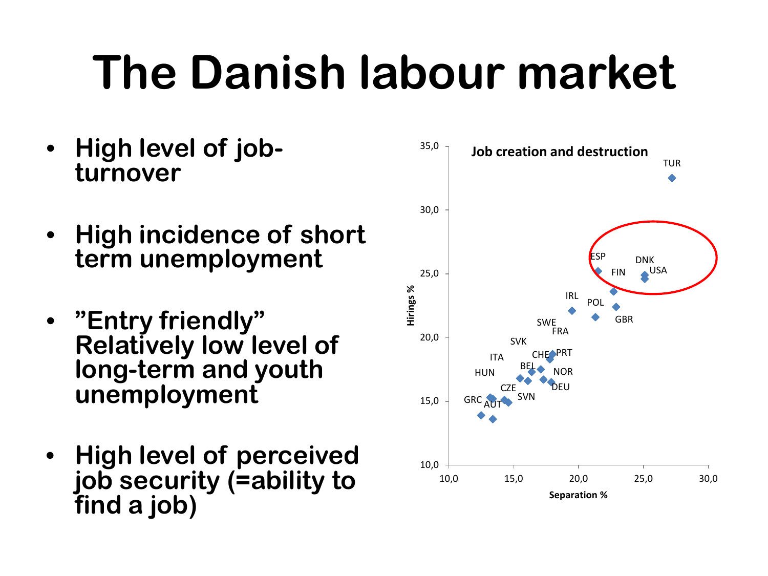# The Danish labour market

- **High level of job-turnover**
- **High incidence of short term unemployment**
- **"Entry friendly" Relatively low level of long-term and youth unemployment**
- **High level of perceived job security (=ability to find a job)**

**Job creation and destruction**

Hirings % vs. Separation %

TUR, ESP, DNK, FIN, USA, IRL, POL, GBR, SWE, FRA, SVK, CHE, PRT, ITA, BEL, NOR, HUN, DEU, CZE, SVN, GRC, AUT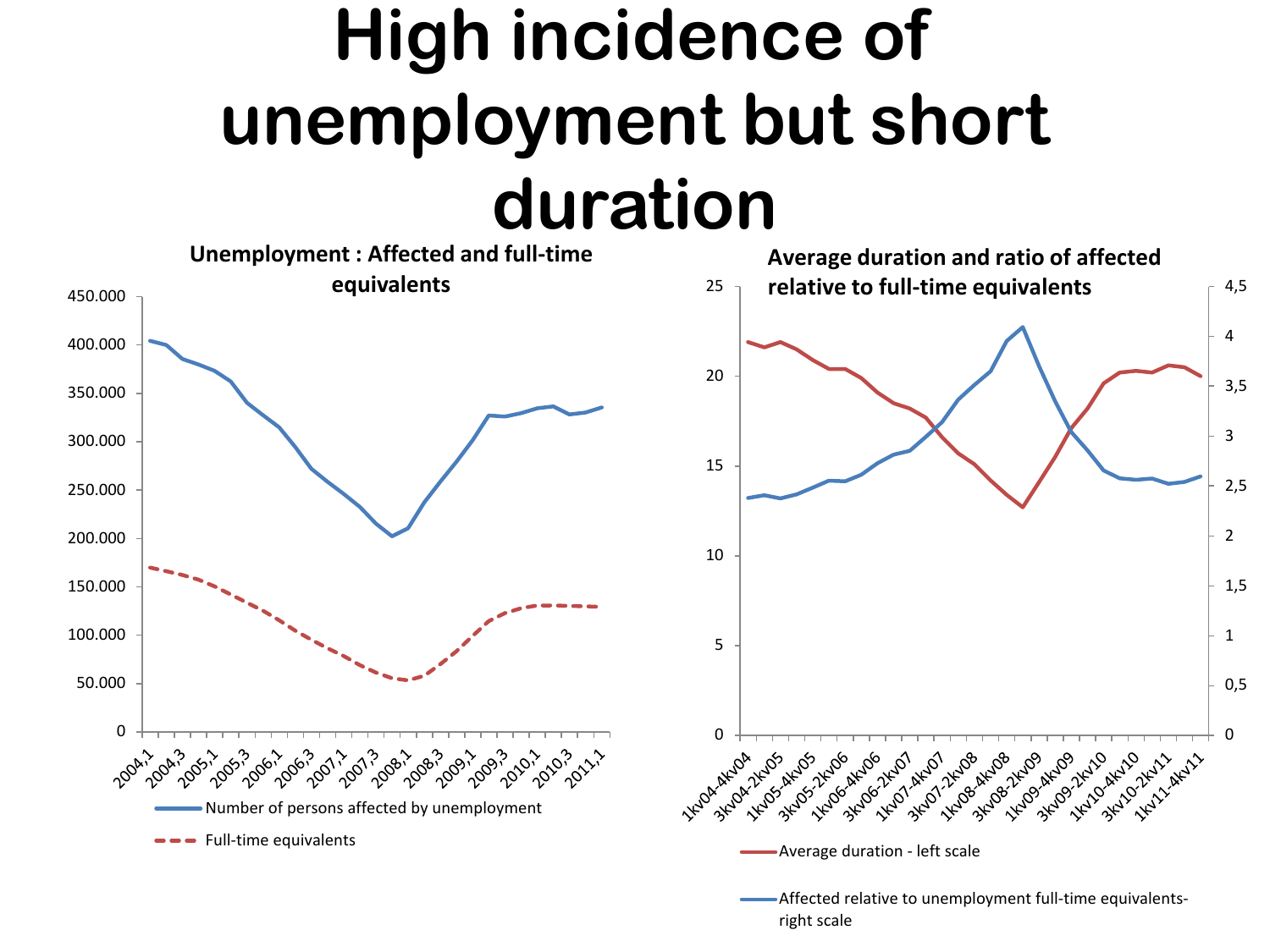# High incidence of unemployment but short duration

**Unemployment : Affected and full-time equivalents**

450.000
400.000
350.000
300.000
250.000
200.000
150.000
100.000
50.000
0

2004,1 2004,3 2005,1 2005,3 2006,1 2006,3 2007,1 2007,3 2008,1 2008,3 2009,1 2009,3 2010,1 2010,3 2011,1

- Number of persons affected by unemployment
- Full-time equivalents

**Average duration and ratio of affected relative to full-time equivalents**

Left scale: 0 5 10 15 20 25

Right scale: 0 0,5 1 1,5 2 2,5 3 3,5 4 4,5

1kv04-4kv04 3kv04-2kv05 1kv05-4kv05 3kv05-2kv06 1kv06-4kv06 3kv06-2kv07 1kv07-4kv07 3kv07-2kv08 1kv08-4kv08 3kv08-2kv09 1kv09-4kv09 3kv09-2kv10 1kv10-4kv10 3kv10-2kv11 1kv11-4kv11

- Average duration - left scale
- Affected relative to unemployment full-time equivalents- right scale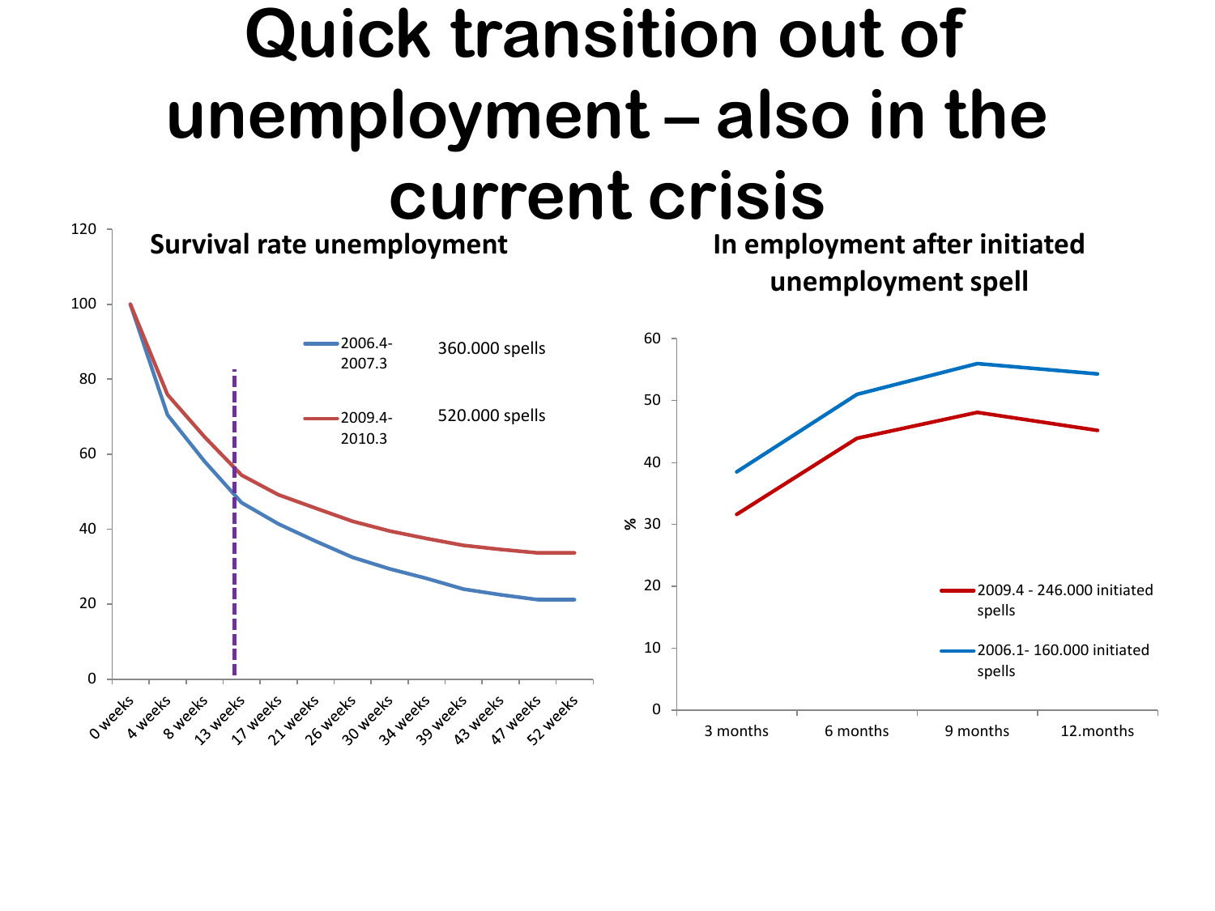# Quick transition out of unemployment – also in the current crisis

**Survival rate unemployment**

- 2006.4-2007.3 — 360.000 spells
- 2009.4-2010.3 — 520.000 spells

Y-axis: 0, 20, 40, 60, 80, 100, 120

X-axis: 0 weeks, 4 weeks, 8 weeks, 13 weeks, 17 weeks, 21 weeks, 26 weeks, 30 weeks, 34 weeks, 39 weeks, 43 weeks, 47 weeks, 52 weeks

**In employment after initiated unemployment spell**

- 2009.4 - 246.000 initiated spells
- 2006.1- 160.000 initiated spells

Y-axis (%): 0, 10, 20, 30, 40, 50, 60

X-axis: 3 months, 6 months, 9 months, 12.months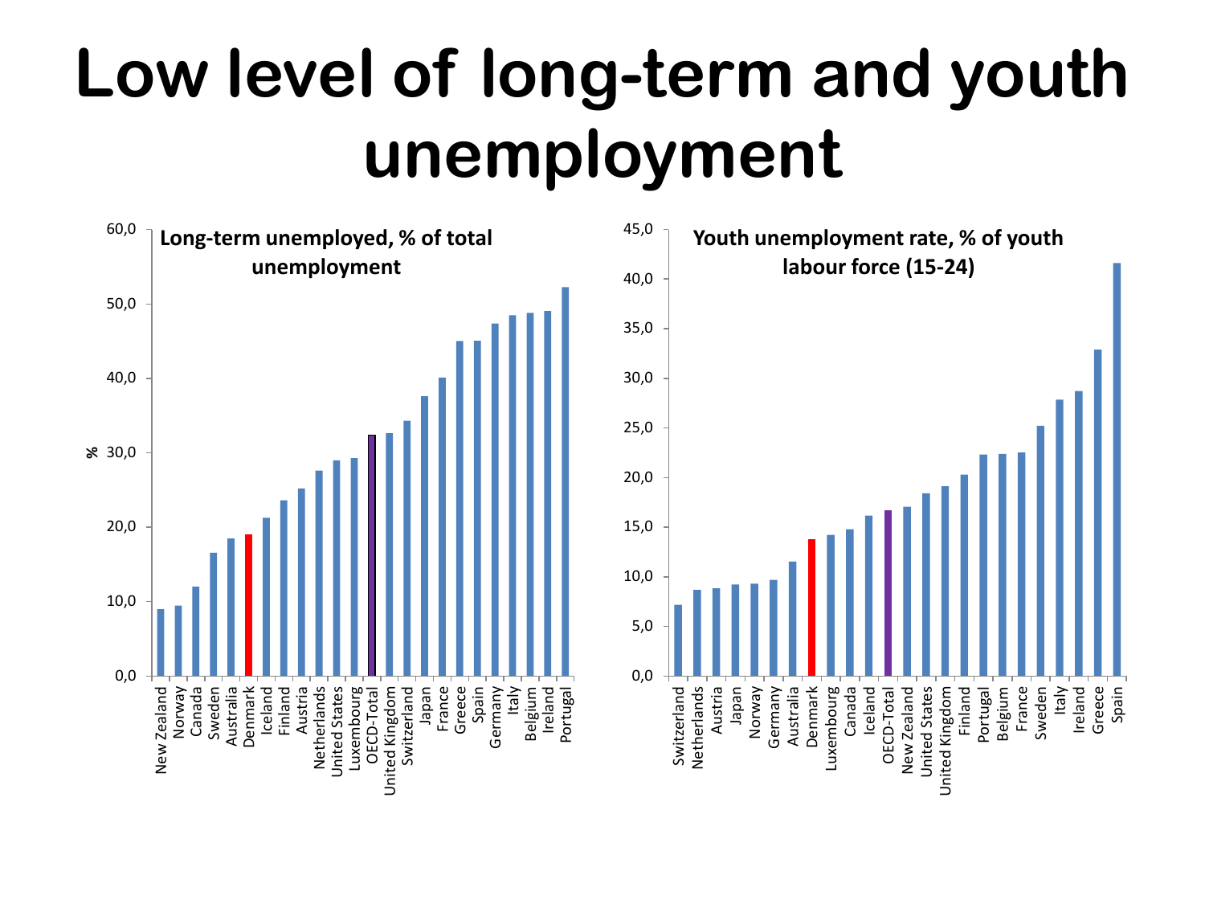# Low level of long-term and youth unemployment

**Long-term unemployed, % of total unemployment**

%

60,0
50,0
40,0
30,0
20,0
10,0
0,0

New Zealand, Norway, Canada, Sweden, Australia, Denmark, Iceland, Finland, Austria, Netherlands, United States, Luxembourg, OECD-Total, United Kingdom, Switzerland, Japan, France, Greece, Spain, Germany, Italy, Belgium, Ireland, Portugal

**Youth unemployment rate, % of youth labour force (15-24)**

45,0
40,0
35,0
30,0
25,0
20,0
15,0
10,0
5,0
0,0

Switzerland, Netherlands, Austria, Japan, Norway, Germany, Australia, Denmark, Luxembourg, Canada, Iceland, OECD-Total, New Zealand, United States, United Kingdom, Finland, Portugal, Belgium, France, Sweden, Italy, Ireland, Greece, Spain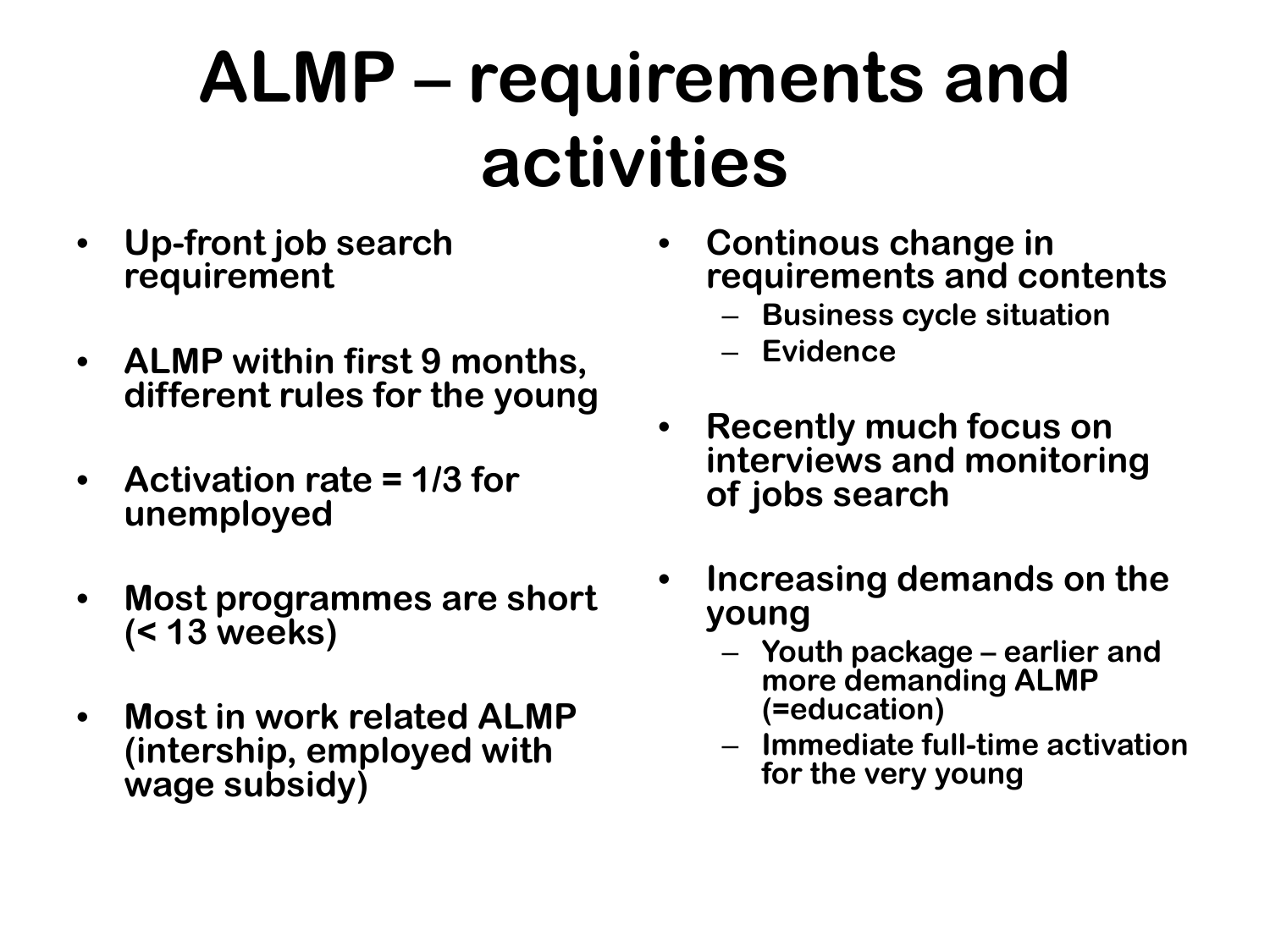# ALMP – requirements and activities

- **Up-front job search requirement**
- **ALMP within first 9 months, different rules for the young**
- **Activation rate = 1/3 for unemployed**
- **Most programmes are short (< 13 weeks)**
- **Most in work related ALMP (intership, employed with wage subsidy)**
- **Continous change in requirements and contents**
  - **Business cycle situation**
  - **Evidence**
- **Recently much focus on interviews and monitoring of jobs search**
- **Increasing demands on the young**
  - **Youth package – earlier and more demanding ALMP (=education)**
  - **Immediate full-time activation for the very young**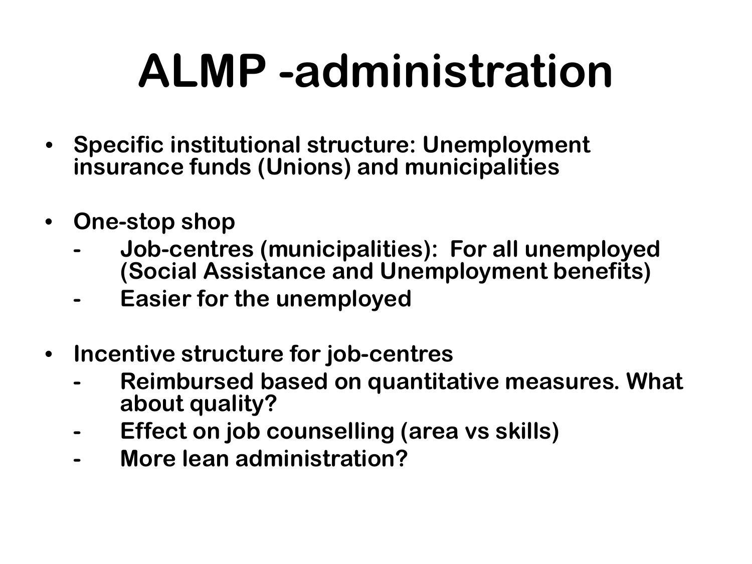# ALMP -administration

- Specific institutional structure: Unemployment insurance funds (Unions) and municipalities

- One-stop shop
  - Job-centres (municipalities): For all unemployed (Social Assistance and Unemployment benefits)
  - Easier for the unemployed

- Incentive structure for job-centres
  - Reimbursed based on quantitative measures. What about quality?
  - Effect on job counselling (area vs skills)
  - More lean administration?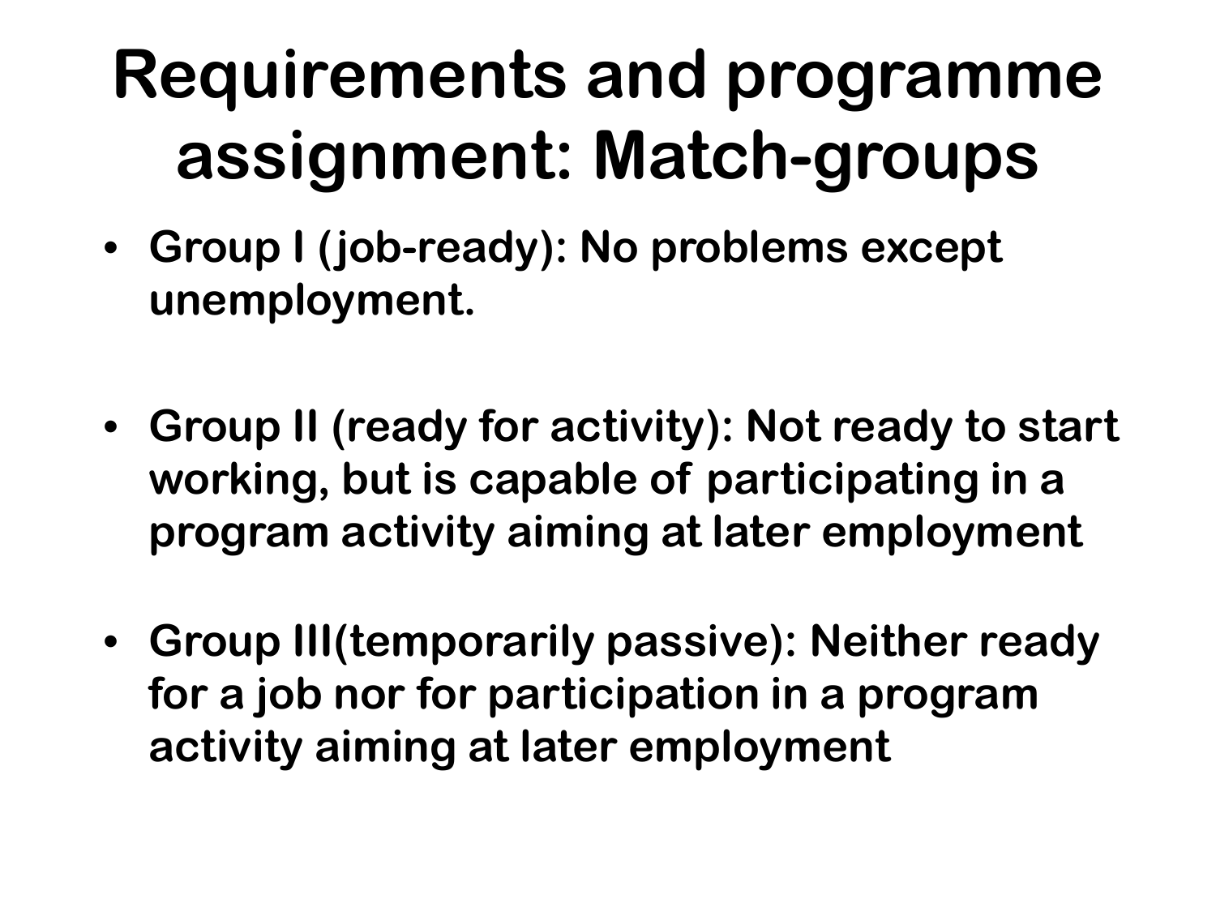# Requirements and programme assignment: Match-groups

- **Group I (job-ready): No problems except unemployment.**
- **Group II (ready for activity): Not ready to start working, but is capable of participating in a program activity aiming at later employment**
- **Group III(temporarily passive): Neither ready for a job nor for participation in a program activity aiming at later employment**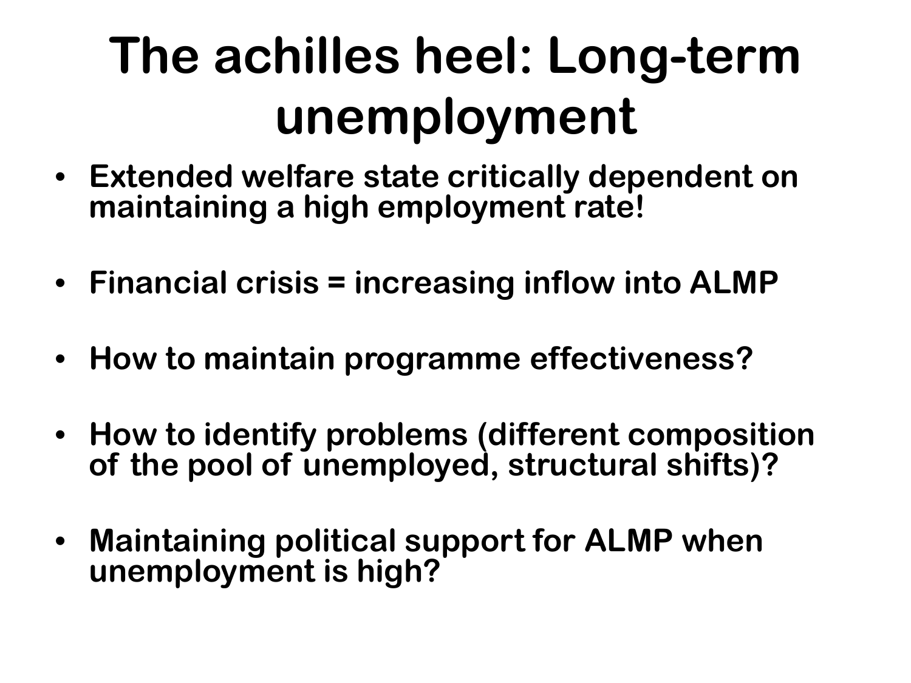# The achilles heel: Long-term unemployment

- **Extended welfare state critically dependent on maintaining a high employment rate!**
- **Financial crisis = increasing inflow into ALMP**
- **How to maintain programme effectiveness?**
- **How to identify problems (different composition of the pool of unemployed, structural shifts)?**
- **Maintaining political support for ALMP when unemployment is high?**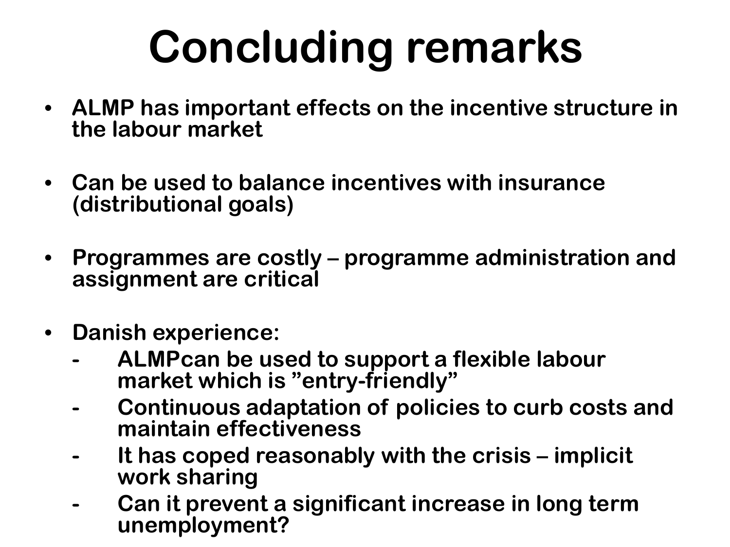# Concluding remarks

- **ALMP has important effects on the incentive structure in the labour market**
- **Can be used to balance incentives with insurance (distributional goals)**
- **Programmes are costly – programme administration and assignment are critical**
- **Danish experience:**
  - **ALMPcan be used to support a flexible labour market which is ”entry-friendly”**
  - **Continuous adaptation of policies to curb costs and maintain effectiveness**
  - **It has coped reasonably with the crisis – implicit work sharing**
  - **Can it prevent a significant increase in long term unemployment?**